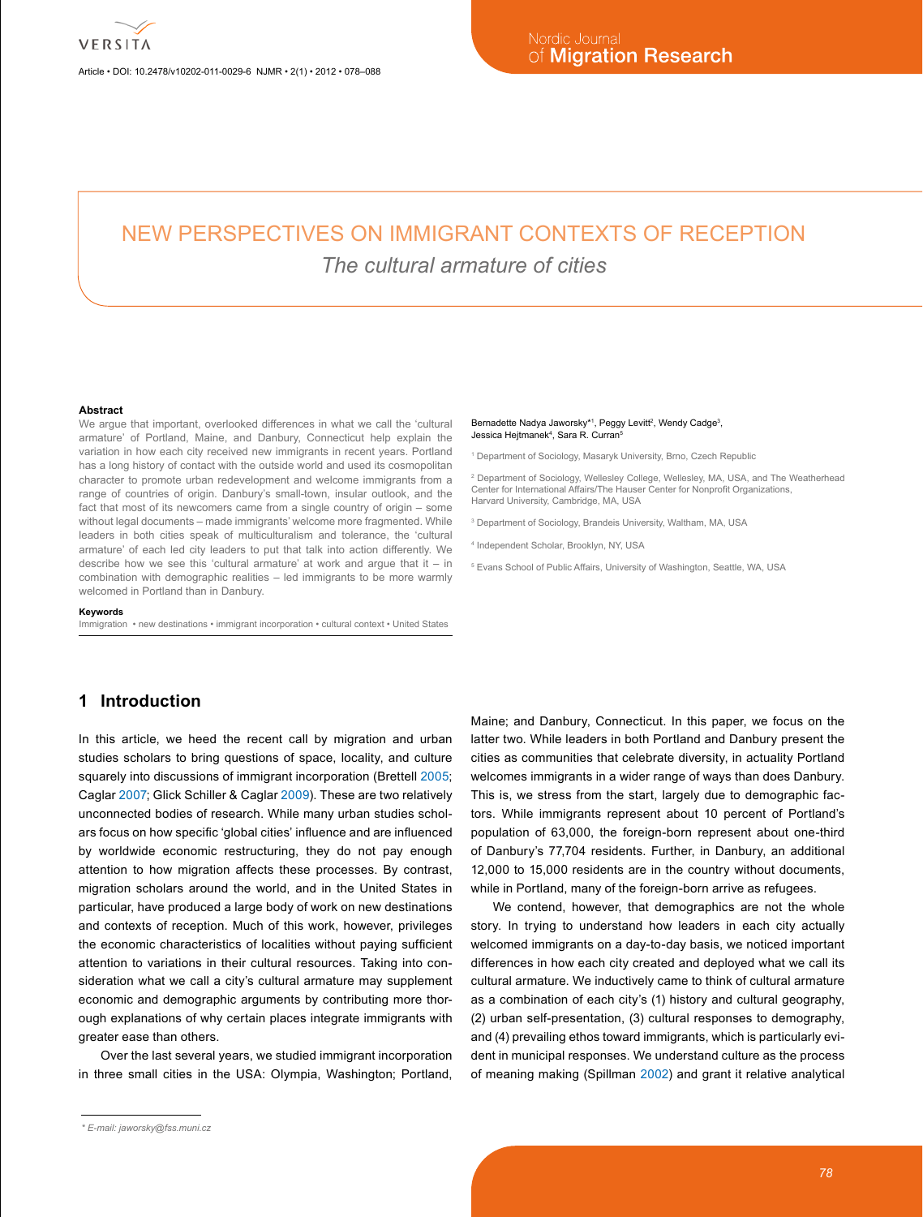# NEW PERSPECTIVES ON IMMIGRANT CONTEXTS OF RECEPTION

## *The cultural armature of cities*

Bernadette Nadya Jaworsky*[1], Peggy Levitt[2], Wendy Cadge[3], Jessica Hejtmanek[4], Sara R. Curran[5]

[1] Department of Sociology, Masaryk University, Brno, Czech Republic

[2] Department of Sociology, Wellesley College, Wellesley, MA, USA, and The Weatherhead Center for International Affairs/The Hauser Center for Nonprofit Organizations, Harvard University, Cambridge, MA, USA

[3] Department of Sociology, Brandeis University, Waltham, MA, USA

[4] Independent Scholar, Brooklyn, NY, USA

[5] Evans School of Public Affairs, University of Washington, Seattle, WA, USA

**Abstract**

We argue that important, overlooked differences in what we call the 'cultural armature' of Portland, Maine, and Danbury, Connecticut help explain the variation in how each city received new immigrants in recent years. Portland has a long history of contact with the outside world and used its cosmopolitan character to promote urban redevelopment and welcome immigrants from a range of countries of origin. Danbury's small-town, insular outlook, and the fact that most of its newcomers came from a single country of origin – some without legal documents – made immigrants' welcome more fragmented. While leaders in both cities speak of multiculturalism and tolerance, the 'cultural armature' of each led city leaders to put that talk into action differently. We describe how we see this 'cultural armature' at work and argue that it – in combination with demographic realities – led immigrants to be more warmly welcomed in Portland than in Danbury.

**Keywords**

Immigration • new destinations • immigrant incorporation • cultural context • United States

## 1 Introduction

In this article, we heed the recent call by migration and urban studies scholars to bring questions of space, locality, and culture squarely into discussions of immigrant incorporation (Brettell 2005; Caglar 2007; Glick Schiller & Caglar 2009). These are two relatively unconnected bodies of research. While many urban studies scholars focus on how specific 'global cities' influence and are influenced by worldwide economic restructuring, they do not pay enough attention to how migration affects these processes. By contrast, migration scholars around the world, and in the United States in particular, have produced a large body of work on new destinations and contexts of reception. Much of this work, however, privileges the economic characteristics of localities without paying sufficient attention to variations in their cultural resources. Taking into consideration what we call a city's cultural armature may supplement economic and demographic arguments by contributing more thorough explanations of why certain places integrate immigrants with greater ease than others.

Over the last several years, we studied immigrant incorporation in three small cities in the USA: Olympia, Washington; Portland, Maine; and Danbury, Connecticut. In this paper, we focus on the latter two. While leaders in both Portland and Danbury present the cities as communities that celebrate diversity, in actuality Portland welcomes immigrants in a wider range of ways than does Danbury. This is, we stress from the start, largely due to demographic factors. While immigrants represent about 10 percent of Portland's population of 63,000, the foreign-born represent about one-third of Danbury's 77,704 residents. Further, in Danbury, an additional 12,000 to 15,000 residents are in the country without documents, while in Portland, many of the foreign-born arrive as refugees.

We contend, however, that demographics are not the whole story. In trying to understand how leaders in each city actually welcomed immigrants on a day-to-day basis, we noticed important differences in how each city created and deployed what we call its cultural armature. We inductively came to think of cultural armature as a combination of each city's (1) history and cultural geography, (2) urban self-presentation, (3) cultural responses to demography, and (4) prevailing ethos toward immigrants, which is particularly evident in municipal responses. We understand culture as the process of meaning making (Spillman 2002) and grant it relative analytical

* E-mail: jaworsky@fss.muni.cz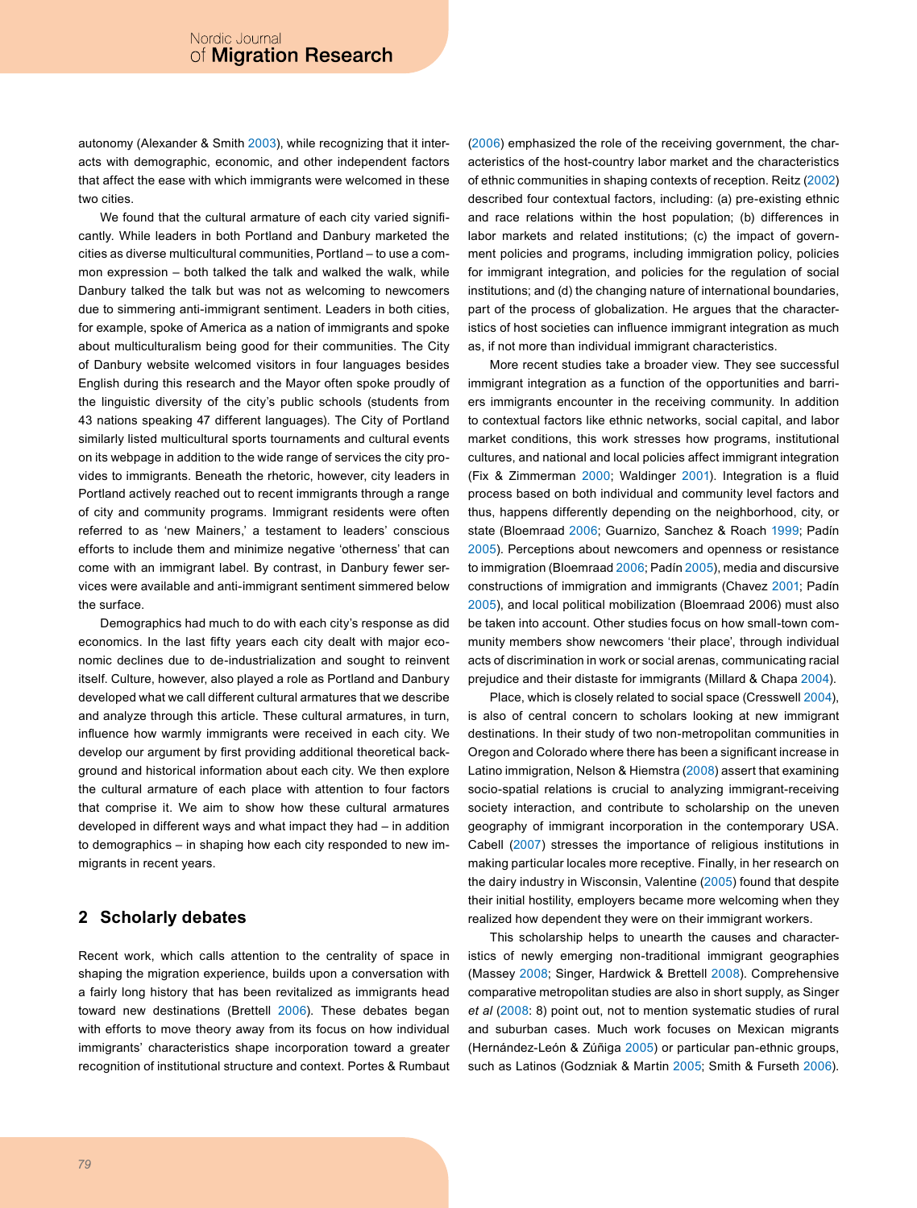autonomy (Alexander & Smith 2003), while recognizing that it interacts with demographic, economic, and other independent factors that affect the ease with which immigrants were welcomed in these two cities.

We found that the cultural armature of each city varied significantly. While leaders in both Portland and Danbury marketed the cities as diverse multicultural communities, Portland – to use a common expression – both talked the talk and walked the walk, while Danbury talked the talk but was not as welcoming to newcomers due to simmering anti-immigrant sentiment. Leaders in both cities, for example, spoke of America as a nation of immigrants and spoke about multiculturalism being good for their communities. The City of Danbury website welcomed visitors in four languages besides English during this research and the Mayor often spoke proudly of the linguistic diversity of the city's public schools (students from 43 nations speaking 47 different languages). The City of Portland similarly listed multicultural sports tournaments and cultural events on its webpage in addition to the wide range of services the city provides to immigrants. Beneath the rhetoric, however, city leaders in Portland actively reached out to recent immigrants through a range of city and community programs. Immigrant residents were often referred to as 'new Mainers,' a testament to leaders' conscious efforts to include them and minimize negative 'otherness' that can come with an immigrant label. By contrast, in Danbury fewer services were available and anti-immigrant sentiment simmered below the surface.

Demographics had much to do with each city's response as did economics. In the last fifty years each city dealt with major economic declines due to de-industrialization and sought to reinvent itself. Culture, however, also played a role as Portland and Danbury developed what we call different cultural armatures that we describe and analyze through this article. These cultural armatures, in turn, influence how warmly immigrants were received in each city. We develop our argument by first providing additional theoretical background and historical information about each city. We then explore the cultural armature of each place with attention to four factors that comprise it. We aim to show how these cultural armatures developed in different ways and what impact they had – in addition to demographics – in shaping how each city responded to new immigrants in recent years.

## 2 Scholarly debates

Recent work, which calls attention to the centrality of space in shaping the migration experience, builds upon a conversation with a fairly long history that has been revitalized as immigrants head toward new destinations (Brettell 2006). These debates began with efforts to move theory away from its focus on how individual immigrants' characteristics shape incorporation toward a greater recognition of institutional structure and context. Portes & Rumbaut (2006) emphasized the role of the receiving government, the characteristics of the host-country labor market and the characteristics of ethnic communities in shaping contexts of reception. Reitz (2002) described four contextual factors, including: (a) pre-existing ethnic and race relations within the host population; (b) differences in labor markets and related institutions; (c) the impact of government policies and programs, including immigration policy, policies for immigrant integration, and policies for the regulation of social institutions; and (d) the changing nature of international boundaries, part of the process of globalization. He argues that the characteristics of host societies can influence immigrant integration as much as, if not more than individual immigrant characteristics.

More recent studies take a broader view. They see successful immigrant integration as a function of the opportunities and barriers immigrants encounter in the receiving community. In addition to contextual factors like ethnic networks, social capital, and labor market conditions, this work stresses how programs, institutional cultures, and national and local policies affect immigrant integration (Fix & Zimmerman 2000; Waldinger 2001). Integration is a fluid process based on both individual and community level factors and thus, happens differently depending on the neighborhood, city, or state (Bloemraad 2006; Guarnizo, Sanchez & Roach 1999; Padín 2005). Perceptions about newcomers and openness or resistance to immigration (Bloemraad 2006; Padín 2005), media and discursive constructions of immigration and immigrants (Chavez 2001; Padín 2005), and local political mobilization (Bloemraad 2006) must also be taken into account. Other studies focus on how small-town community members show newcomers 'their place', through individual acts of discrimination in work or social arenas, communicating racial prejudice and their distaste for immigrants (Millard & Chapa 2004).

Place, which is closely related to social space (Cresswell 2004), is also of central concern to scholars looking at new immigrant destinations. In their study of two non-metropolitan communities in Oregon and Colorado where there has been a significant increase in Latino immigration, Nelson & Hiemstra (2008) assert that examining socio-spatial relations is crucial to analyzing immigrant-receiving society interaction, and contribute to scholarship on the uneven geography of immigrant incorporation in the contemporary USA. Cabell (2007) stresses the importance of religious institutions in making particular locales more receptive. Finally, in her research on the dairy industry in Wisconsin, Valentine (2005) found that despite their initial hostility, employers became more welcoming when they realized how dependent they were on their immigrant workers.

This scholarship helps to unearth the causes and characteristics of newly emerging non-traditional immigrant geographies (Massey 2008; Singer, Hardwick & Brettell 2008). Comprehensive comparative metropolitan studies are also in short supply, as Singer *et al* (2008: 8) point out, not to mention systematic studies of rural and suburban cases. Much work focuses on Mexican migrants (Hernández-León & Zúñiga 2005) or particular pan-ethnic groups, such as Latinos (Godzniak & Martin 2005; Smith & Furseth 2006).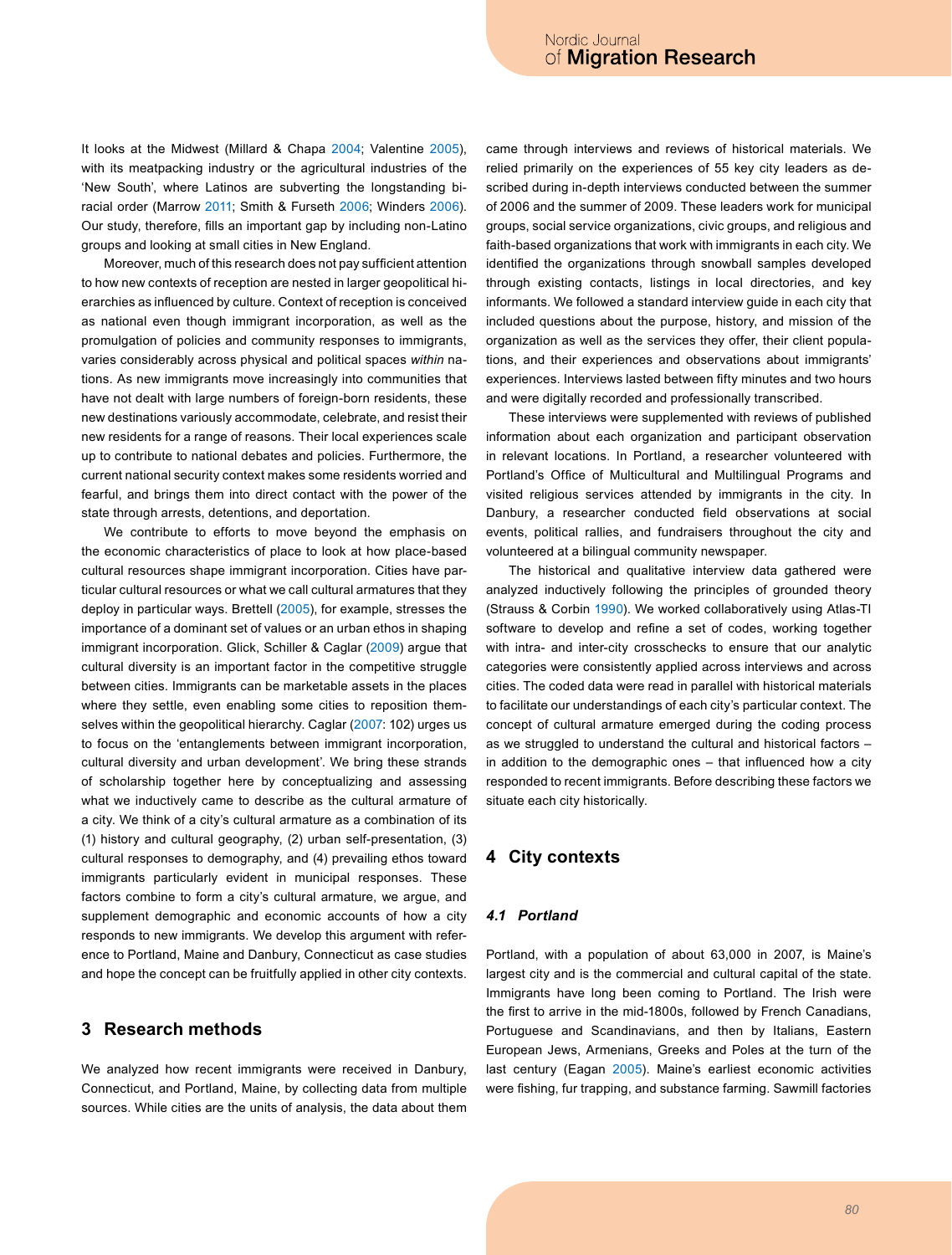It looks at the Midwest (Millard & Chapa 2004; Valentine 2005), with its meatpacking industry or the agricultural industries of the 'New South', where Latinos are subverting the longstanding biracial order (Marrow 2011; Smith & Furseth 2006; Winders 2006). Our study, therefore, fills an important gap by including non-Latino groups and looking at small cities in New England.

Moreover, much of this research does not pay sufficient attention to how new contexts of reception are nested in larger geopolitical hierarchies as influenced by culture. Context of reception is conceived as national even though immigrant incorporation, as well as the promulgation of policies and community responses to immigrants, varies considerably across physical and political spaces *within* nations. As new immigrants move increasingly into communities that have not dealt with large numbers of foreign-born residents, these new destinations variously accommodate, celebrate, and resist their new residents for a range of reasons. Their local experiences scale up to contribute to national debates and policies. Furthermore, the current national security context makes some residents worried and fearful, and brings them into direct contact with the power of the state through arrests, detentions, and deportation.

We contribute to efforts to move beyond the emphasis on the economic characteristics of place to look at how place-based cultural resources shape immigrant incorporation. Cities have particular cultural resources or what we call cultural armatures that they deploy in particular ways. Brettell (2005), for example, stresses the importance of a dominant set of values or an urban ethos in shaping immigrant incorporation. Glick, Schiller & Caglar (2009) argue that cultural diversity is an important factor in the competitive struggle between cities. Immigrants can be marketable assets in the places where they settle, even enabling some cities to reposition themselves within the geopolitical hierarchy. Caglar (2007: 102) urges us to focus on the 'entanglements between immigrant incorporation, cultural diversity and urban development'. We bring these strands of scholarship together here by conceptualizing and assessing what we inductively came to describe as the cultural armature of a city. We think of a city's cultural armature as a combination of its (1) history and cultural geography, (2) urban self-presentation, (3) cultural responses to demography, and (4) prevailing ethos toward immigrants particularly evident in municipal responses. These factors combine to form a city's cultural armature, we argue, and supplement demographic and economic accounts of how a city responds to new immigrants. We develop this argument with reference to Portland, Maine and Danbury, Connecticut as case studies and hope the concept can be fruitfully applied in other city contexts.

## 3 Research methods

We analyzed how recent immigrants were received in Danbury, Connecticut, and Portland, Maine, by collecting data from multiple sources. While cities are the units of analysis, the data about them came through interviews and reviews of historical materials. We relied primarily on the experiences of 55 key city leaders as described during in-depth interviews conducted between the summer of 2006 and the summer of 2009. These leaders work for municipal groups, social service organizations, civic groups, and religious and faith-based organizations that work with immigrants in each city. We identified the organizations through snowball samples developed through existing contacts, listings in local directories, and key informants. We followed a standard interview guide in each city that included questions about the purpose, history, and mission of the organization as well as the services they offer, their client populations, and their experiences and observations about immigrants' experiences. Interviews lasted between fifty minutes and two hours and were digitally recorded and professionally transcribed.

These interviews were supplemented with reviews of published information about each organization and participant observation in relevant locations. In Portland, a researcher volunteered with Portland's Office of Multicultural and Multilingual Programs and visited religious services attended by immigrants in the city. In Danbury, a researcher conducted field observations at social events, political rallies, and fundraisers throughout the city and volunteered at a bilingual community newspaper.

The historical and qualitative interview data gathered were analyzed inductively following the principles of grounded theory (Strauss & Corbin 1990). We worked collaboratively using Atlas-TI software to develop and refine a set of codes, working together with intra- and inter-city crosschecks to ensure that our analytic categories were consistently applied across interviews and across cities. The coded data were read in parallel with historical materials to facilitate our understandings of each city's particular context. The concept of cultural armature emerged during the coding process as we struggled to understand the cultural and historical factors – in addition to the demographic ones – that influenced how a city responded to recent immigrants. Before describing these factors we situate each city historically.

## 4 City contexts

### *4.1 Portland*

Portland, with a population of about 63,000 in 2007, is Maine's largest city and is the commercial and cultural capital of the state. Immigrants have long been coming to Portland. The Irish were the first to arrive in the mid-1800s, followed by French Canadians, Portuguese and Scandinavians, and then by Italians, Eastern European Jews, Armenians, Greeks and Poles at the turn of the last century (Eagan 2005). Maine's earliest economic activities were fishing, fur trapping, and substance farming. Sawmill factories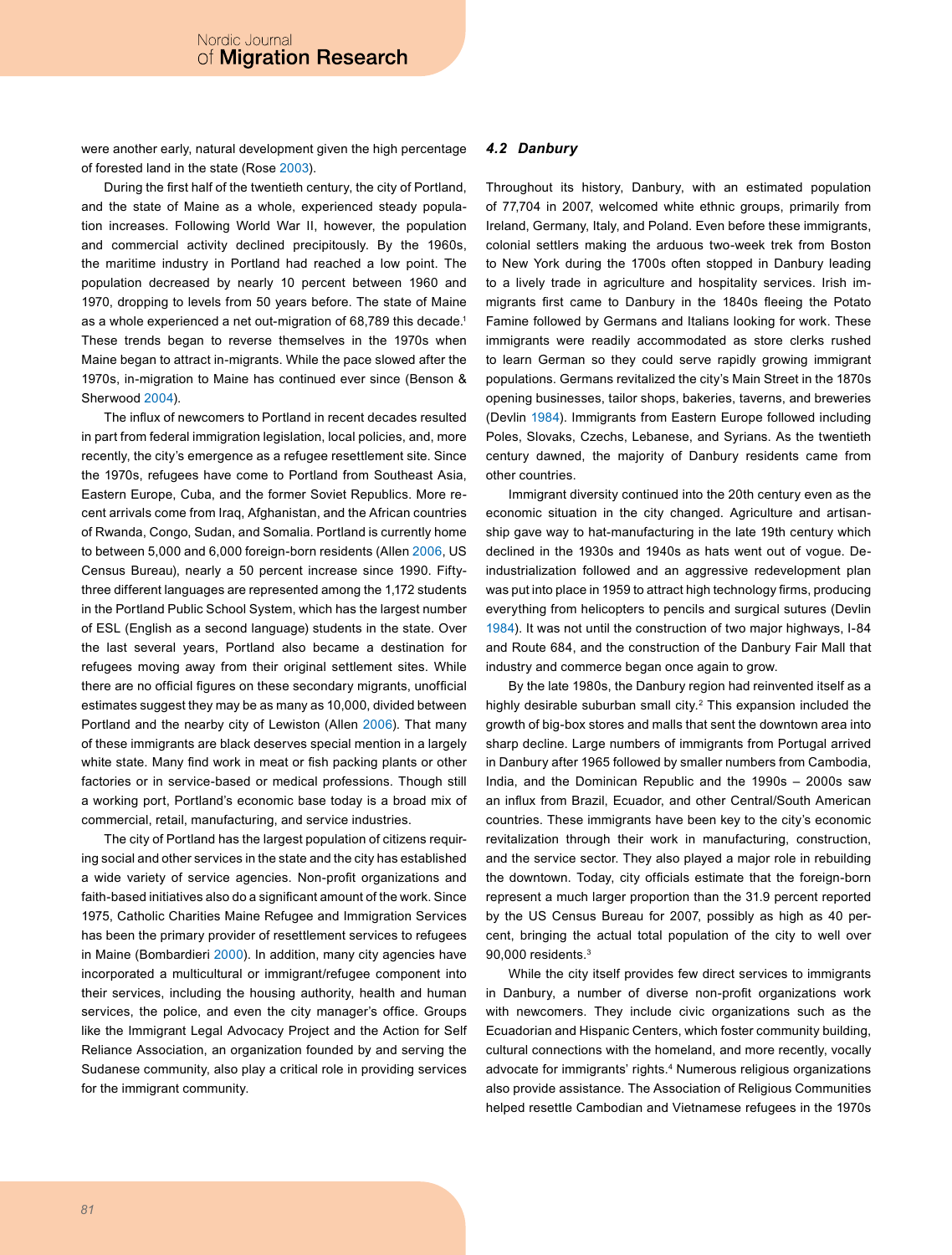were another early, natural development given the high percentage of forested land in the state (Rose 2003).

During the first half of the twentieth century, the city of Portland, and the state of Maine as a whole, experienced steady population increases. Following World War II, however, the population and commercial activity declined precipitously. By the 1960s, the maritime industry in Portland had reached a low point. The population decreased by nearly 10 percent between 1960 and 1970, dropping to levels from 50 years before. The state of Maine as a whole experienced a net out-migration of 68,789 this decade.[1] These trends began to reverse themselves in the 1970s when Maine began to attract in-migrants. While the pace slowed after the 1970s, in-migration to Maine has continued ever since (Benson & Sherwood 2004).

The influx of newcomers to Portland in recent decades resulted in part from federal immigration legislation, local policies, and, more recently, the city's emergence as a refugee resettlement site. Since the 1970s, refugees have come to Portland from Southeast Asia, Eastern Europe, Cuba, and the former Soviet Republics. More recent arrivals come from Iraq, Afghanistan, and the African countries of Rwanda, Congo, Sudan, and Somalia. Portland is currently home to between 5,000 and 6,000 foreign-born residents (Allen 2006, US Census Bureau), nearly a 50 percent increase since 1990. Fifty-three different languages are represented among the 1,172 students in the Portland Public School System, which has the largest number of ESL (English as a second language) students in the state. Over the last several years, Portland also became a destination for refugees moving away from their original settlement sites. While there are no official figures on these secondary migrants, unofficial estimates suggest they may be as many as 10,000, divided between Portland and the nearby city of Lewiston (Allen 2006). That many of these immigrants are black deserves special mention in a largely white state. Many find work in meat or fish packing plants or other factories or in service-based or medical professions. Though still a working port, Portland's economic base today is a broad mix of commercial, retail, manufacturing, and service industries.

The city of Portland has the largest population of citizens requiring social and other services in the state and the city has established a wide variety of service agencies. Non-profit organizations and faith-based initiatives also do a significant amount of the work. Since 1975, Catholic Charities Maine Refugee and Immigration Services has been the primary provider of resettlement services to refugees in Maine (Bombardieri 2000). In addition, many city agencies have incorporated a multicultural or immigrant/refugee component into their services, including the housing authority, health and human services, the police, and even the city manager's office. Groups like the Immigrant Legal Advocacy Project and the Action for Self Reliance Association, an organization founded by and serving the Sudanese community, also play a critical role in providing services for the immigrant community.

### *4.2 Danbury*

Throughout its history, Danbury, with an estimated population of 77,704 in 2007, welcomed white ethnic groups, primarily from Ireland, Germany, Italy, and Poland. Even before these immigrants, colonial settlers making the arduous two-week trek from Boston to New York during the 1700s often stopped in Danbury leading to a lively trade in agriculture and hospitality services. Irish immigrants first came to Danbury in the 1840s fleeing the Potato Famine followed by Germans and Italians looking for work. These immigrants were readily accommodated as store clerks rushed to learn German so they could serve rapidly growing immigrant populations. Germans revitalized the city's Main Street in the 1870s opening businesses, tailor shops, bakeries, taverns, and breweries (Devlin 1984). Immigrants from Eastern Europe followed including Poles, Slovaks, Czechs, Lebanese, and Syrians. As the twentieth century dawned, the majority of Danbury residents came from other countries.

Immigrant diversity continued into the 20th century even as the economic situation in the city changed. Agriculture and artisanship gave way to hat-manufacturing in the late 19th century which declined in the 1930s and 1940s as hats went out of vogue. Deindustrialization followed and an aggressive redevelopment plan was put into place in 1959 to attract high technology firms, producing everything from helicopters to pencils and surgical sutures (Devlin 1984). It was not until the construction of two major highways, I-84 and Route 684, and the construction of the Danbury Fair Mall that industry and commerce began once again to grow.

By the late 1980s, the Danbury region had reinvented itself as a highly desirable suburban small city.[2] This expansion included the growth of big-box stores and malls that sent the downtown area into sharp decline. Large numbers of immigrants from Portugal arrived in Danbury after 1965 followed by smaller numbers from Cambodia, India, and the Dominican Republic and the 1990s – 2000s saw an influx from Brazil, Ecuador, and other Central/South American countries. These immigrants have been key to the city's economic revitalization through their work in manufacturing, construction, and the service sector. They also played a major role in rebuilding the downtown. Today, city officials estimate that the foreign-born represent a much larger proportion than the 31.9 percent reported by the US Census Bureau for 2007, possibly as high as 40 percent, bringing the actual total population of the city to well over 90,000 residents.[3]

While the city itself provides few direct services to immigrants in Danbury, a number of diverse non-profit organizations work with newcomers. They include civic organizations such as the Ecuadorian and Hispanic Centers, which foster community building, cultural connections with the homeland, and more recently, vocally advocate for immigrants' rights.[4] Numerous religious organizations also provide assistance. The Association of Religious Communities helped resettle Cambodian and Vietnamese refugees in the 1970s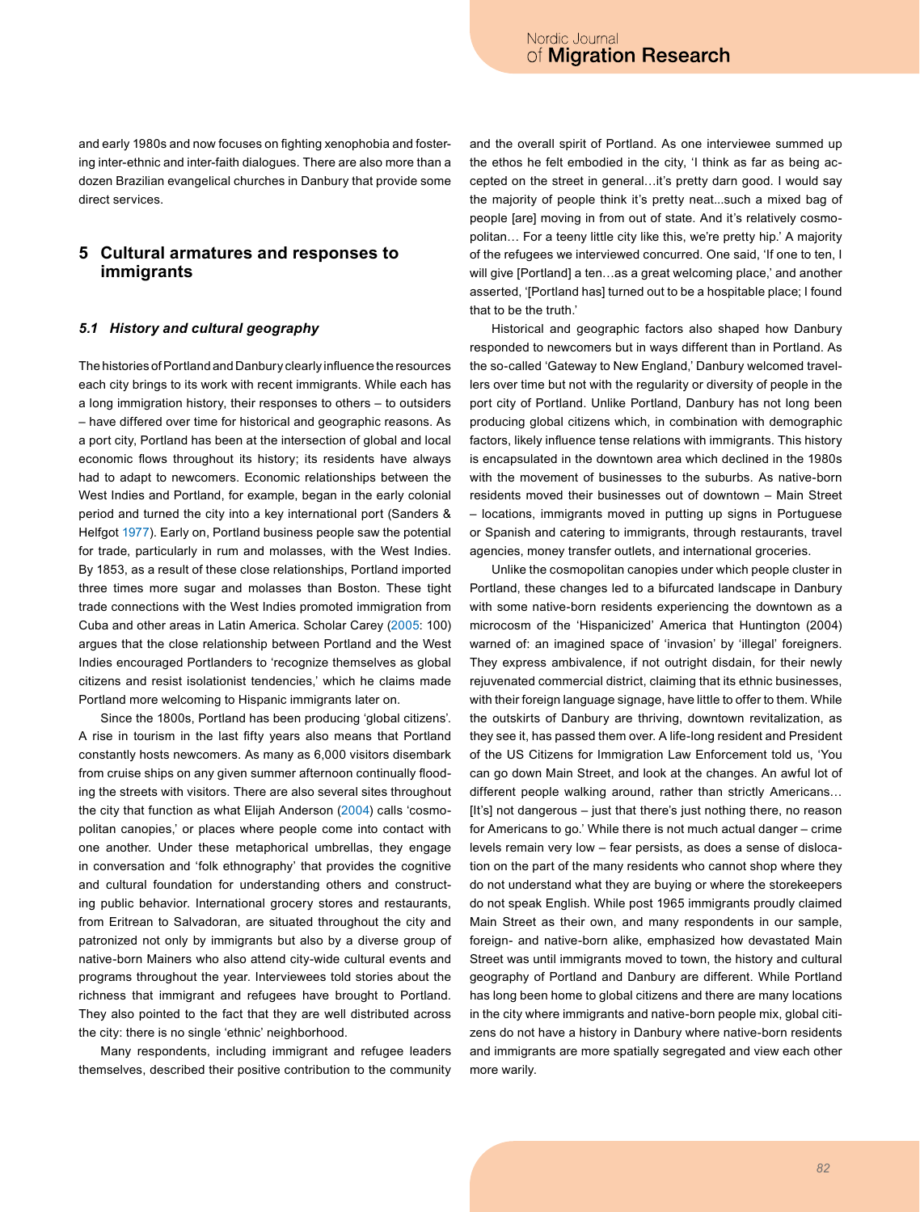and early 1980s and now focuses on fighting xenophobia and fostering inter-ethnic and inter-faith dialogues. There are also more than a dozen Brazilian evangelical churches in Danbury that provide some direct services.

## 5 Cultural armatures and responses to immigrants

### *5.1 History and cultural geography*

The histories of Portland and Danbury clearly influence the resources each city brings to its work with recent immigrants. While each has a long immigration history, their responses to others – to outsiders – have differed over time for historical and geographic reasons. As a port city, Portland has been at the intersection of global and local economic flows throughout its history; its residents have always had to adapt to newcomers. Economic relationships between the West Indies and Portland, for example, began in the early colonial period and turned the city into a key international port (Sanders & Helfgot 1977). Early on, Portland business people saw the potential for trade, particularly in rum and molasses, with the West Indies. By 1853, as a result of these close relationships, Portland imported three times more sugar and molasses than Boston. These tight trade connections with the West Indies promoted immigration from Cuba and other areas in Latin America. Scholar Carey (2005: 100) argues that the close relationship between Portland and the West Indies encouraged Portlanders to 'recognize themselves as global citizens and resist isolationist tendencies,' which he claims made Portland more welcoming to Hispanic immigrants later on.

Since the 1800s, Portland has been producing 'global citizens'. A rise in tourism in the last fifty years also means that Portland constantly hosts newcomers. As many as 6,000 visitors disembark from cruise ships on any given summer afternoon continually flooding the streets with visitors. There are also several sites throughout the city that function as what Elijah Anderson (2004) calls 'cosmopolitan canopies,' or places where people come into contact with one another. Under these metaphorical umbrellas, they engage in conversation and 'folk ethnography' that provides the cognitive and cultural foundation for understanding others and constructing public behavior. International grocery stores and restaurants, from Eritrean to Salvadoran, are situated throughout the city and patronized not only by immigrants but also by a diverse group of native-born Mainers who also attend city-wide cultural events and programs throughout the year. Interviewees told stories about the richness that immigrant and refugees have brought to Portland. They also pointed to the fact that they are well distributed across the city: there is no single 'ethnic' neighborhood.

Many respondents, including immigrant and refugee leaders themselves, described their positive contribution to the community and the overall spirit of Portland. As one interviewee summed up the ethos he felt embodied in the city, 'I think as far as being accepted on the street in general…it's pretty darn good. I would say the majority of people think it's pretty neat...such a mixed bag of people [are] moving in from out of state. And it's relatively cosmopolitan… For a teeny little city like this, we're pretty hip.' A majority of the refugees we interviewed concurred. One said, 'If one to ten, I will give [Portland] a ten…as a great welcoming place,' and another asserted, '[Portland has] turned out to be a hospitable place; I found that to be the truth.'

Historical and geographic factors also shaped how Danbury responded to newcomers but in ways different than in Portland. As the so-called 'Gateway to New England,' Danbury welcomed travellers over time but not with the regularity or diversity of people in the port city of Portland. Unlike Portland, Danbury has not long been producing global citizens which, in combination with demographic factors, likely influence tense relations with immigrants. This history is encapsulated in the downtown area which declined in the 1980s with the movement of businesses to the suburbs. As native-born residents moved their businesses out of downtown – Main Street – locations, immigrants moved in putting up signs in Portuguese or Spanish and catering to immigrants, through restaurants, travel agencies, money transfer outlets, and international groceries.

Unlike the cosmopolitan canopies under which people cluster in Portland, these changes led to a bifurcated landscape in Danbury with some native-born residents experiencing the downtown as a microcosm of the 'Hispanicized' America that Huntington (2004) warned of: an imagined space of 'invasion' by 'illegal' foreigners. They express ambivalence, if not outright disdain, for their newly rejuvenated commercial district, claiming that its ethnic businesses, with their foreign language signage, have little to offer to them. While the outskirts of Danbury are thriving, downtown revitalization, as they see it, has passed them over. A life-long resident and President of the US Citizens for Immigration Law Enforcement told us, 'You can go down Main Street, and look at the changes. An awful lot of different people walking around, rather than strictly Americans… [It's] not dangerous – just that there's just nothing there, no reason for Americans to go.' While there is not much actual danger – crime levels remain very low – fear persists, as does a sense of dislocation on the part of the many residents who cannot shop where they do not understand what they are buying or where the storekeepers do not speak English. While post 1965 immigrants proudly claimed Main Street as their own, and many respondents in our sample, foreign- and native-born alike, emphasized how devastated Main Street was until immigrants moved to town, the history and cultural geography of Portland and Danbury are different. While Portland has long been home to global citizens and there are many locations in the city where immigrants and native-born people mix, global citizens do not have a history in Danbury where native-born residents and immigrants are more spatially segregated and view each other more warily.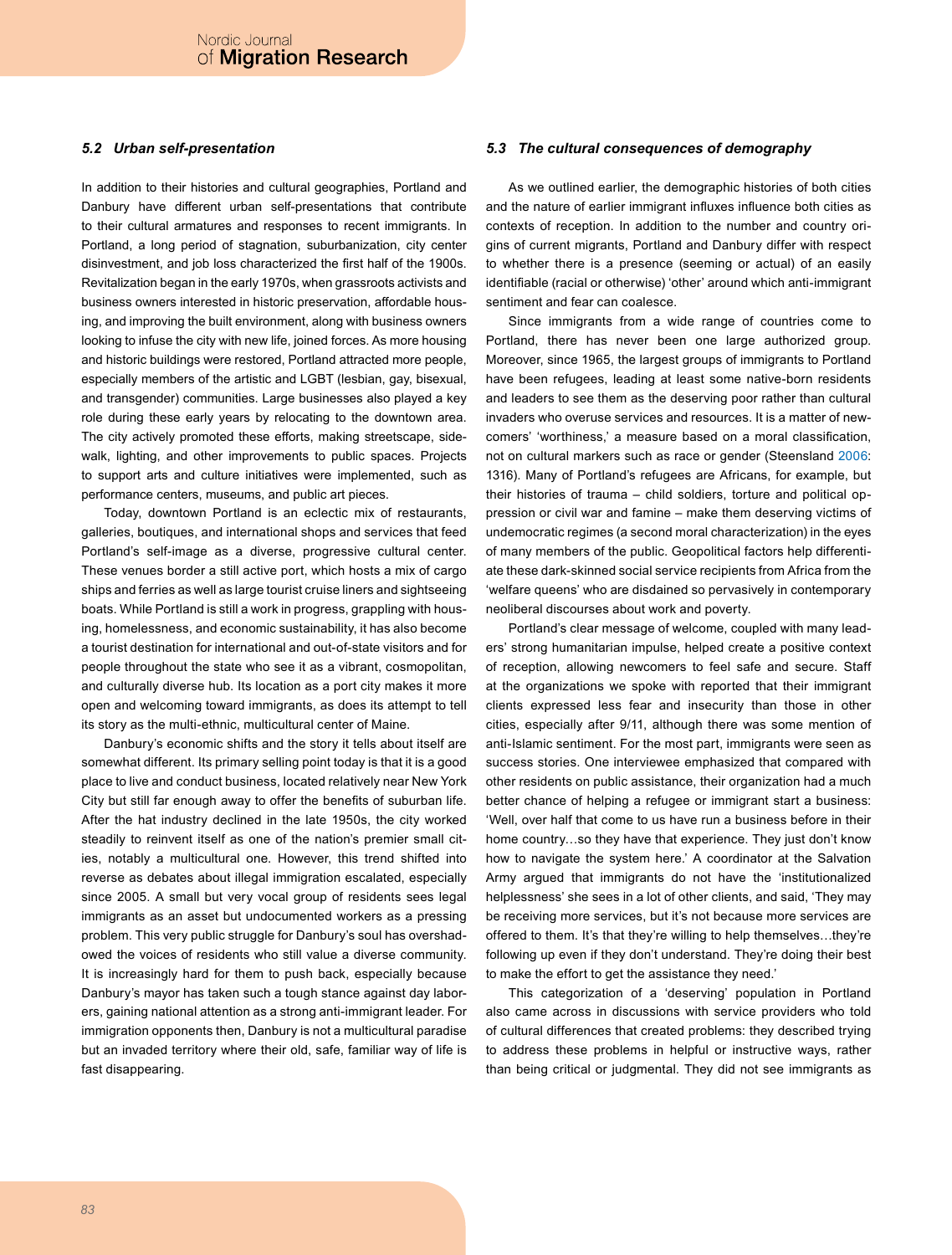### *5.2 Urban self-presentation*

In addition to their histories and cultural geographies, Portland and Danbury have different urban self-presentations that contribute to their cultural armatures and responses to recent immigrants. In Portland, a long period of stagnation, suburbanization, city center disinvestment, and job loss characterized the first half of the 1900s. Revitalization began in the early 1970s, when grassroots activists and business owners interested in historic preservation, affordable housing, and improving the built environment, along with business owners looking to infuse the city with new life, joined forces. As more housing and historic buildings were restored, Portland attracted more people, especially members of the artistic and LGBT (lesbian, gay, bisexual, and transgender) communities. Large businesses also played a key role during these early years by relocating to the downtown area. The city actively promoted these efforts, making streetscape, sidewalk, lighting, and other improvements to public spaces. Projects to support arts and culture initiatives were implemented, such as performance centers, museums, and public art pieces.

Today, downtown Portland is an eclectic mix of restaurants, galleries, boutiques, and international shops and services that feed Portland's self-image as a diverse, progressive cultural center. These venues border a still active port, which hosts a mix of cargo ships and ferries as well as large tourist cruise liners and sightseeing boats. While Portland is still a work in progress, grappling with housing, homelessness, and economic sustainability, it has also become a tourist destination for international and out-of-state visitors and for people throughout the state who see it as a vibrant, cosmopolitan, and culturally diverse hub. Its location as a port city makes it more open and welcoming toward immigrants, as does its attempt to tell its story as the multi-ethnic, multicultural center of Maine.

Danbury's economic shifts and the story it tells about itself are somewhat different. Its primary selling point today is that it is a good place to live and conduct business, located relatively near New York City but still far enough away to offer the benefits of suburban life. After the hat industry declined in the late 1950s, the city worked steadily to reinvent itself as one of the nation's premier small cities, notably a multicultural one. However, this trend shifted into reverse as debates about illegal immigration escalated, especially since 2005. A small but very vocal group of residents sees legal immigrants as an asset but undocumented workers as a pressing problem. This very public struggle for Danbury's soul has overshadowed the voices of residents who still value a diverse community. It is increasingly hard for them to push back, especially because Danbury's mayor has taken such a tough stance against day laborers, gaining national attention as a strong anti-immigrant leader. For immigration opponents then, Danbury is not a multicultural paradise but an invaded territory where their old, safe, familiar way of life is fast disappearing.

### *5.3 The cultural consequences of demography*

As we outlined earlier, the demographic histories of both cities and the nature of earlier immigrant influxes influence both cities as contexts of reception. In addition to the number and country origins of current migrants, Portland and Danbury differ with respect to whether there is a presence (seeming or actual) of an easily identifiable (racial or otherwise) 'other' around which anti-immigrant sentiment and fear can coalesce.

Since immigrants from a wide range of countries come to Portland, there has never been one large authorized group. Moreover, since 1965, the largest groups of immigrants to Portland have been refugees, leading at least some native-born residents and leaders to see them as the deserving poor rather than cultural invaders who overuse services and resources. It is a matter of newcomers' 'worthiness,' a measure based on a moral classification, not on cultural markers such as race or gender (Steensland 2006: 1316). Many of Portland's refugees are Africans, for example, but their histories of trauma – child soldiers, torture and political oppression or civil war and famine – make them deserving victims of undemocratic regimes (a second moral characterization) in the eyes of many members of the public. Geopolitical factors help differentiate these dark-skinned social service recipients from Africa from the 'welfare queens' who are disdained so pervasively in contemporary neoliberal discourses about work and poverty.

Portland's clear message of welcome, coupled with many leaders' strong humanitarian impulse, helped create a positive context of reception, allowing newcomers to feel safe and secure. Staff at the organizations we spoke with reported that their immigrant clients expressed less fear and insecurity than those in other cities, especially after 9/11, although there was some mention of anti-Islamic sentiment. For the most part, immigrants were seen as success stories. One interviewee emphasized that compared with other residents on public assistance, their organization had a much better chance of helping a refugee or immigrant start a business: 'Well, over half that come to us have run a business before in their home country…so they have that experience. They just don't know how to navigate the system here.' A coordinator at the Salvation Army argued that immigrants do not have the 'institutionalized helplessness' she sees in a lot of other clients, and said, 'They may be receiving more services, but it's not because more services are offered to them. It's that they're willing to help themselves…they're following up even if they don't understand. They're doing their best to make the effort to get the assistance they need.'

This categorization of a 'deserving' population in Portland also came across in discussions with service providers who told of cultural differences that created problems: they described trying to address these problems in helpful or instructive ways, rather than being critical or judgmental. They did not see immigrants as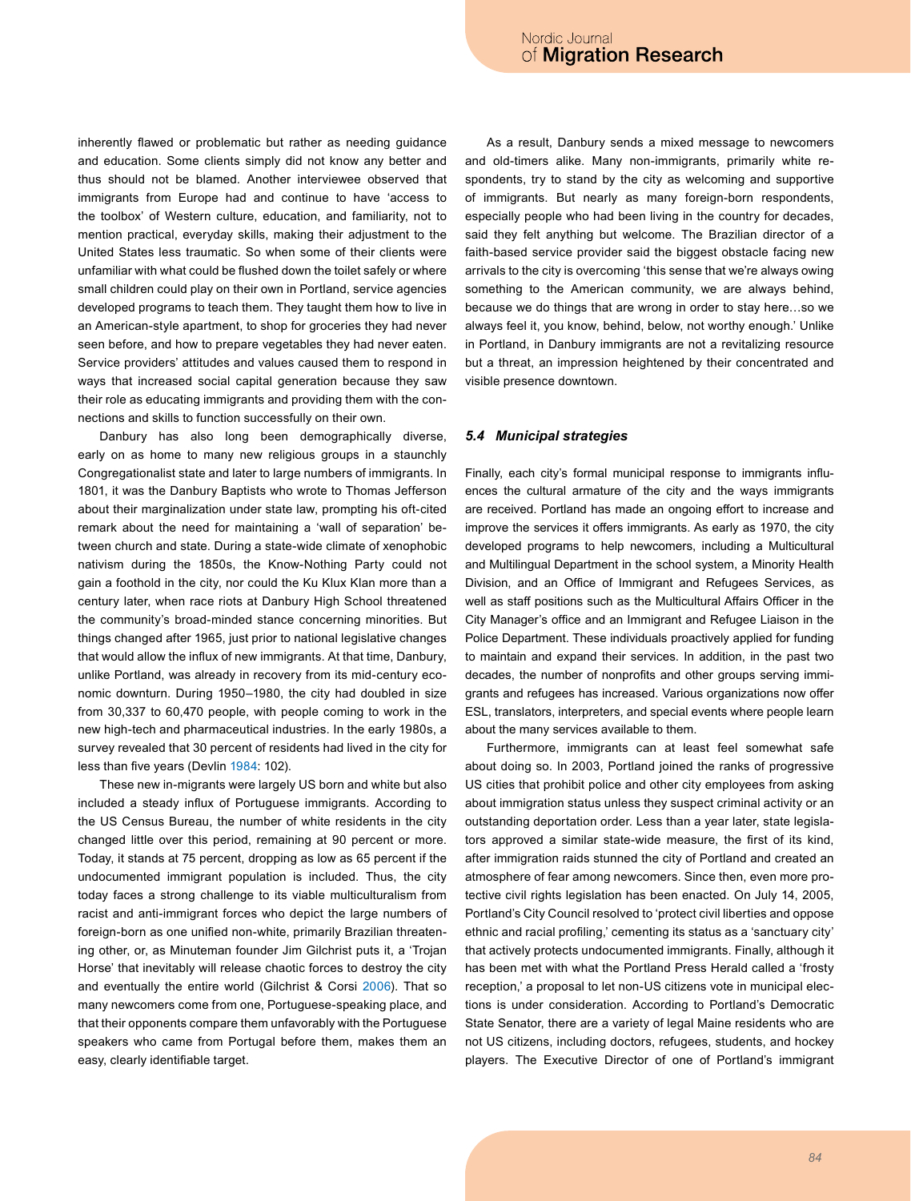inherently flawed or problematic but rather as needing guidance and education. Some clients simply did not know any better and thus should not be blamed. Another interviewee observed that immigrants from Europe had and continue to have 'access to the toolbox' of Western culture, education, and familiarity, not to mention practical, everyday skills, making their adjustment to the United States less traumatic. So when some of their clients were unfamiliar with what could be flushed down the toilet safely or where small children could play on their own in Portland, service agencies developed programs to teach them. They taught them how to live in an American-style apartment, to shop for groceries they had never seen before, and how to prepare vegetables they had never eaten. Service providers' attitudes and values caused them to respond in ways that increased social capital generation because they saw their role as educating immigrants and providing them with the connections and skills to function successfully on their own.

Danbury has also long been demographically diverse, early on as home to many new religious groups in a staunchly Congregationalist state and later to large numbers of immigrants. In 1801, it was the Danbury Baptists who wrote to Thomas Jefferson about their marginalization under state law, prompting his oft-cited remark about the need for maintaining a 'wall of separation' between church and state. During a state-wide climate of xenophobic nativism during the 1850s, the Know-Nothing Party could not gain a foothold in the city, nor could the Ku Klux Klan more than a century later, when race riots at Danbury High School threatened the community's broad-minded stance concerning minorities. But things changed after 1965, just prior to national legislative changes that would allow the influx of new immigrants. At that time, Danbury, unlike Portland, was already in recovery from its mid-century economic downturn. During 1950–1980, the city had doubled in size from 30,337 to 60,470 people, with people coming to work in the new high-tech and pharmaceutical industries. In the early 1980s, a survey revealed that 30 percent of residents had lived in the city for less than five years (Devlin 1984: 102).

These new in-migrants were largely US born and white but also included a steady influx of Portuguese immigrants. According to the US Census Bureau, the number of white residents in the city changed little over this period, remaining at 90 percent or more. Today, it stands at 75 percent, dropping as low as 65 percent if the undocumented immigrant population is included. Thus, the city today faces a strong challenge to its viable multiculturalism from racist and anti-immigrant forces who depict the large numbers of foreign-born as one unified non-white, primarily Brazilian threatening other, or, as Minuteman founder Jim Gilchrist puts it, a 'Trojan Horse' that inevitably will release chaotic forces to destroy the city and eventually the entire world (Gilchrist & Corsi 2006). That so many newcomers come from one, Portuguese-speaking place, and that their opponents compare them unfavorably with the Portuguese speakers who came from Portugal before them, makes them an easy, clearly identifiable target.

As a result, Danbury sends a mixed message to newcomers and old-timers alike. Many non-immigrants, primarily white respondents, try to stand by the city as welcoming and supportive of immigrants. But nearly as many foreign-born respondents, especially people who had been living in the country for decades, said they felt anything but welcome. The Brazilian director of a faith-based service provider said the biggest obstacle facing new arrivals to the city is overcoming 'this sense that we're always owing something to the American community, we are always behind, because we do things that are wrong in order to stay here…so we always feel it, you know, behind, below, not worthy enough.' Unlike in Portland, in Danbury immigrants are not a revitalizing resource but a threat, an impression heightened by their concentrated and visible presence downtown.

### 5.4 *Municipal strategies*

Finally, each city's formal municipal response to immigrants influences the cultural armature of the city and the ways immigrants are received. Portland has made an ongoing effort to increase and improve the services it offers immigrants. As early as 1970, the city developed programs to help newcomers, including a Multicultural and Multilingual Department in the school system, a Minority Health Division, and an Office of Immigrant and Refugees Services, as well as staff positions such as the Multicultural Affairs Officer in the City Manager's office and an Immigrant and Refugee Liaison in the Police Department. These individuals proactively applied for funding to maintain and expand their services. In addition, in the past two decades, the number of nonprofits and other groups serving immigrants and refugees has increased. Various organizations now offer ESL, translators, interpreters, and special events where people learn about the many services available to them.

Furthermore, immigrants can at least feel somewhat safe about doing so. In 2003, Portland joined the ranks of progressive US cities that prohibit police and other city employees from asking about immigration status unless they suspect criminal activity or an outstanding deportation order. Less than a year later, state legislators approved a similar state-wide measure, the first of its kind, after immigration raids stunned the city of Portland and created an atmosphere of fear among newcomers. Since then, even more protective civil rights legislation has been enacted. On July 14, 2005, Portland's City Council resolved to 'protect civil liberties and oppose ethnic and racial profiling,' cementing its status as a 'sanctuary city' that actively protects undocumented immigrants. Finally, although it has been met with what the Portland Press Herald called a 'frosty reception,' a proposal to let non-US citizens vote in municipal elections is under consideration. According to Portland's Democratic State Senator, there are a variety of legal Maine residents who are not US citizens, including doctors, refugees, students, and hockey players. The Executive Director of one of Portland's immigrant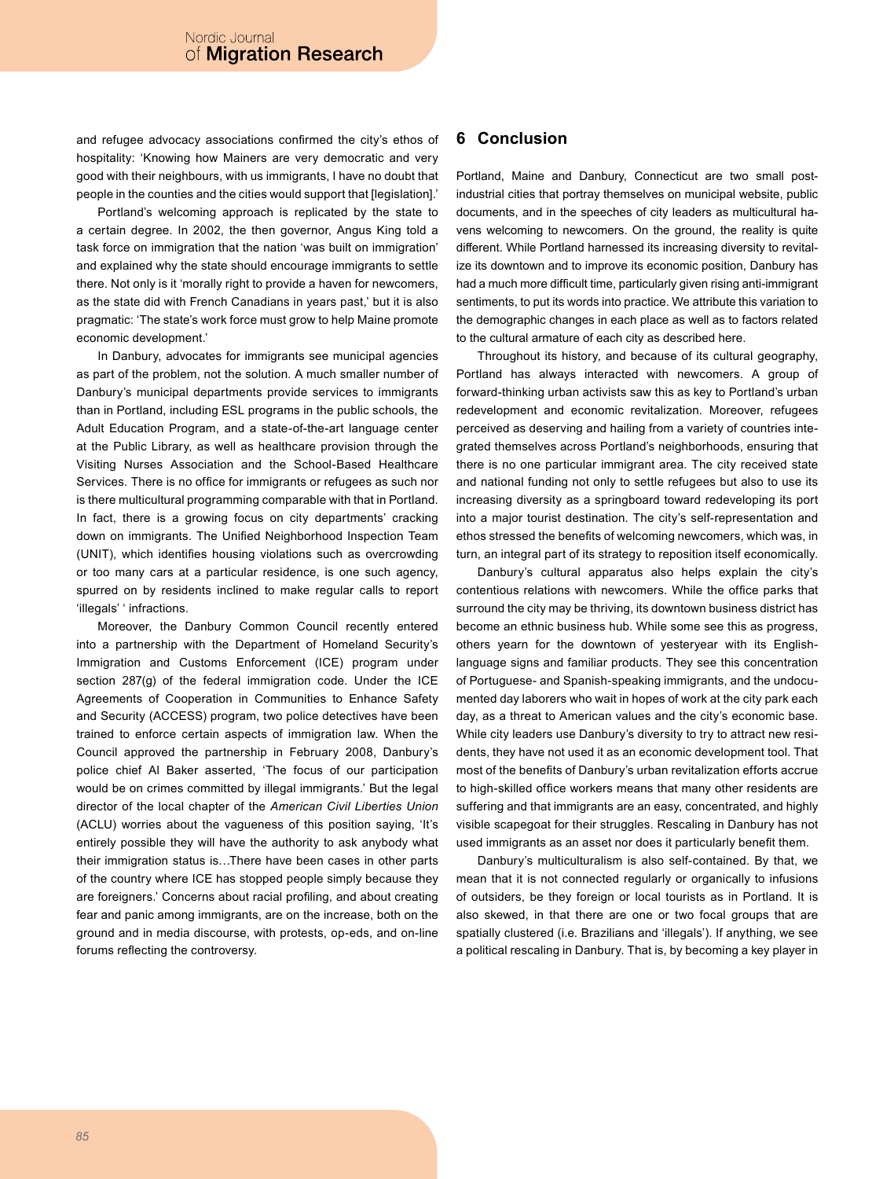and refugee advocacy associations confirmed the city's ethos of hospitality: 'Knowing how Mainers are very democratic and very good with their neighbours, with us immigrants, I have no doubt that people in the counties and the cities would support that [legislation].'

Portland's welcoming approach is replicated by the state to a certain degree. In 2002, the then governor, Angus King told a task force on immigration that the nation 'was built on immigration' and explained why the state should encourage immigrants to settle there. Not only is it 'morally right to provide a haven for newcomers, as the state did with French Canadians in years past,' but it is also pragmatic: 'The state's work force must grow to help Maine promote economic development.'

In Danbury, advocates for immigrants see municipal agencies as part of the problem, not the solution. A much smaller number of Danbury's municipal departments provide services to immigrants than in Portland, including ESL programs in the public schools, the Adult Education Program, and a state-of-the-art language center at the Public Library, as well as healthcare provision through the Visiting Nurses Association and the School-Based Healthcare Services. There is no office for immigrants or refugees as such nor is there multicultural programming comparable with that in Portland. In fact, there is a growing focus on city departments' cracking down on immigrants. The Unified Neighborhood Inspection Team (UNIT), which identifies housing violations such as overcrowding or too many cars at a particular residence, is one such agency, spurred on by residents inclined to make regular calls to report 'illegals' ' infractions.

Moreover, the Danbury Common Council recently entered into a partnership with the Department of Homeland Security's Immigration and Customs Enforcement (ICE) program under section 287(g) of the federal immigration code. Under the ICE Agreements of Cooperation in Communities to Enhance Safety and Security (ACCESS) program, two police detectives have been trained to enforce certain aspects of immigration law. When the Council approved the partnership in February 2008, Danbury's police chief Al Baker asserted, 'The focus of our participation would be on crimes committed by illegal immigrants.' But the legal director of the local chapter of the *American Civil Liberties Union* (ACLU) worries about the vagueness of this position saying, 'It's entirely possible they will have the authority to ask anybody what their immigration status is…There have been cases in other parts of the country where ICE has stopped people simply because they are foreigners.' Concerns about racial profiling, and about creating fear and panic among immigrants, are on the increase, both on the ground and in media discourse, with protests, op-eds, and on-line forums reflecting the controversy.

## 6 Conclusion

Portland, Maine and Danbury, Connecticut are two small post-industrial cities that portray themselves on municipal website, public documents, and in the speeches of city leaders as multicultural havens welcoming to newcomers. On the ground, the reality is quite different. While Portland harnessed its increasing diversity to revitalize its downtown and to improve its economic position, Danbury has had a much more difficult time, particularly given rising anti-immigrant sentiments, to put its words into practice. We attribute this variation to the demographic changes in each place as well as to factors related to the cultural armature of each city as described here.

Throughout its history, and because of its cultural geography, Portland has always interacted with newcomers. A group of forward-thinking urban activists saw this as key to Portland's urban redevelopment and economic revitalization. Moreover, refugees perceived as deserving and hailing from a variety of countries integrated themselves across Portland's neighborhoods, ensuring that there is no one particular immigrant area. The city received state and national funding not only to settle refugees but also to use its increasing diversity as a springboard toward redeveloping its port into a major tourist destination. The city's self-representation and ethos stressed the benefits of welcoming newcomers, which was, in turn, an integral part of its strategy to reposition itself economically.

Danbury's cultural apparatus also helps explain the city's contentious relations with newcomers. While the office parks that surround the city may be thriving, its downtown business district has become an ethnic business hub. While some see this as progress, others yearn for the downtown of yesteryear with its English-language signs and familiar products. They see this concentration of Portuguese- and Spanish-speaking immigrants, and the undocumented day laborers who wait in hopes of work at the city park each day, as a threat to American values and the city's economic base. While city leaders use Danbury's diversity to try to attract new residents, they have not used it as an economic development tool. That most of the benefits of Danbury's urban revitalization efforts accrue to high-skilled office workers means that many other residents are suffering and that immigrants are an easy, concentrated, and highly visible scapegoat for their struggles. Rescaling in Danbury has not used immigrants as an asset nor does it particularly benefit them.

Danbury's multiculturalism is also self-contained. By that, we mean that it is not connected regularly or organically to infusions of outsiders, be they foreign or local tourists as in Portland. It is also skewed, in that there are one or two focal groups that are spatially clustered (i.e. Brazilians and 'illegals'). If anything, we see a political rescaling in Danbury. That is, by becoming a key player in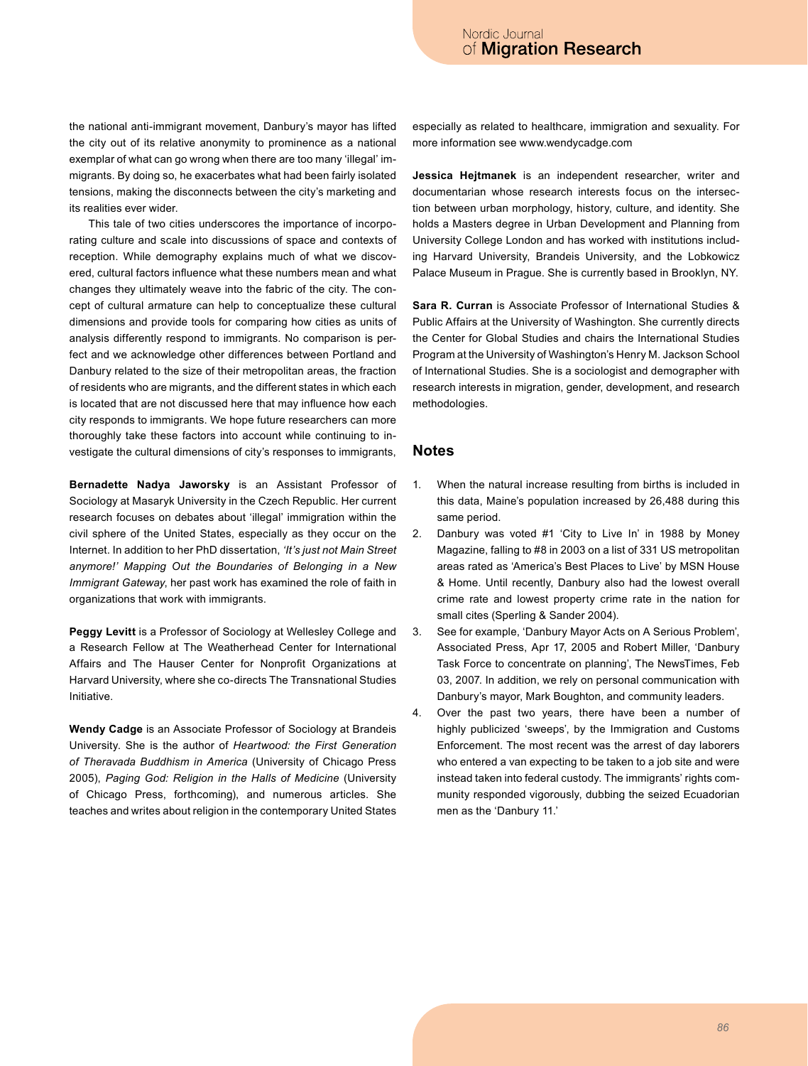the national anti-immigrant movement, Danbury's mayor has lifted the city out of its relative anonymity to prominence as a national exemplar of what can go wrong when there are too many 'illegal' immigrants. By doing so, he exacerbates what had been fairly isolated tensions, making the disconnects between the city's marketing and its realities ever wider.

This tale of two cities underscores the importance of incorporating culture and scale into discussions of space and contexts of reception. While demography explains much of what we discovered, cultural factors influence what these numbers mean and what changes they ultimately weave into the fabric of the city. The concept of cultural armature can help to conceptualize these cultural dimensions and provide tools for comparing how cities as units of analysis differently respond to immigrants. No comparison is perfect and we acknowledge other differences between Portland and Danbury related to the size of their metropolitan areas, the fraction of residents who are migrants, and the different states in which each is located that are not discussed here that may influence how each city responds to immigrants. We hope future researchers can more thoroughly take these factors into account while continuing to investigate the cultural dimensions of city's responses to immigrants,

**Bernadette Nadya Jaworsky** is an Assistant Professor of Sociology at Masaryk University in the Czech Republic. Her current research focuses on debates about 'illegal' immigration within the civil sphere of the United States, especially as they occur on the Internet. In addition to her PhD dissertation, *'It's just not Main Street anymore!' Mapping Out the Boundaries of Belonging in a New Immigrant Gateway*, her past work has examined the role of faith in organizations that work with immigrants.

**Peggy Levitt** is a Professor of Sociology at Wellesley College and a Research Fellow at The Weatherhead Center for International Affairs and The Hauser Center for Nonprofit Organizations at Harvard University, where she co-directs The Transnational Studies Initiative.

**Wendy Cadge** is an Associate Professor of Sociology at Brandeis University. She is the author of *Heartwood: the First Generation of Theravada Buddhism in America* (University of Chicago Press 2005), *Paging God: Religion in the Halls of Medicine* (University of Chicago Press, forthcoming), and numerous articles. She teaches and writes about religion in the contemporary United States especially as related to healthcare, immigration and sexuality. For more information see www.wendycadge.com

**Jessica Hejtmanek** is an independent researcher, writer and documentarian whose research interests focus on the intersection between urban morphology, history, culture, and identity. She holds a Masters degree in Urban Development and Planning from University College London and has worked with institutions including Harvard University, Brandeis University, and the Lobkowicz Palace Museum in Prague. She is currently based in Brooklyn, NY.

**Sara R. Curran** is Associate Professor of International Studies & Public Affairs at the University of Washington. She currently directs the Center for Global Studies and chairs the International Studies Program at the University of Washington's Henry M. Jackson School of International Studies. She is a sociologist and demographer with research interests in migration, gender, development, and research methodologies.

## Notes

1. When the natural increase resulting from births is included in this data, Maine's population increased by 26,488 during this same period.
2. Danbury was voted #1 'City to Live In' in 1988 by Money Magazine, falling to #8 in 2003 on a list of 331 US metropolitan areas rated as 'America's Best Places to Live' by MSN House & Home. Until recently, Danbury also had the lowest overall crime rate and lowest property crime rate in the nation for small cites (Sperling & Sander 2004).
3. See for example, 'Danbury Mayor Acts on A Serious Problem', Associated Press, Apr 17, 2005 and Robert Miller, 'Danbury Task Force to concentrate on planning', The NewsTimes, Feb 03, 2007. In addition, we rely on personal communication with Danbury's mayor, Mark Boughton, and community leaders.
4. Over the past two years, there have been a number of highly publicized 'sweeps', by the Immigration and Customs Enforcement. The most recent was the arrest of day laborers who entered a van expecting to be taken to a job site and were instead taken into federal custody. The immigrants' rights community responded vigorously, dubbing the seized Ecuadorian men as the 'Danbury 11.'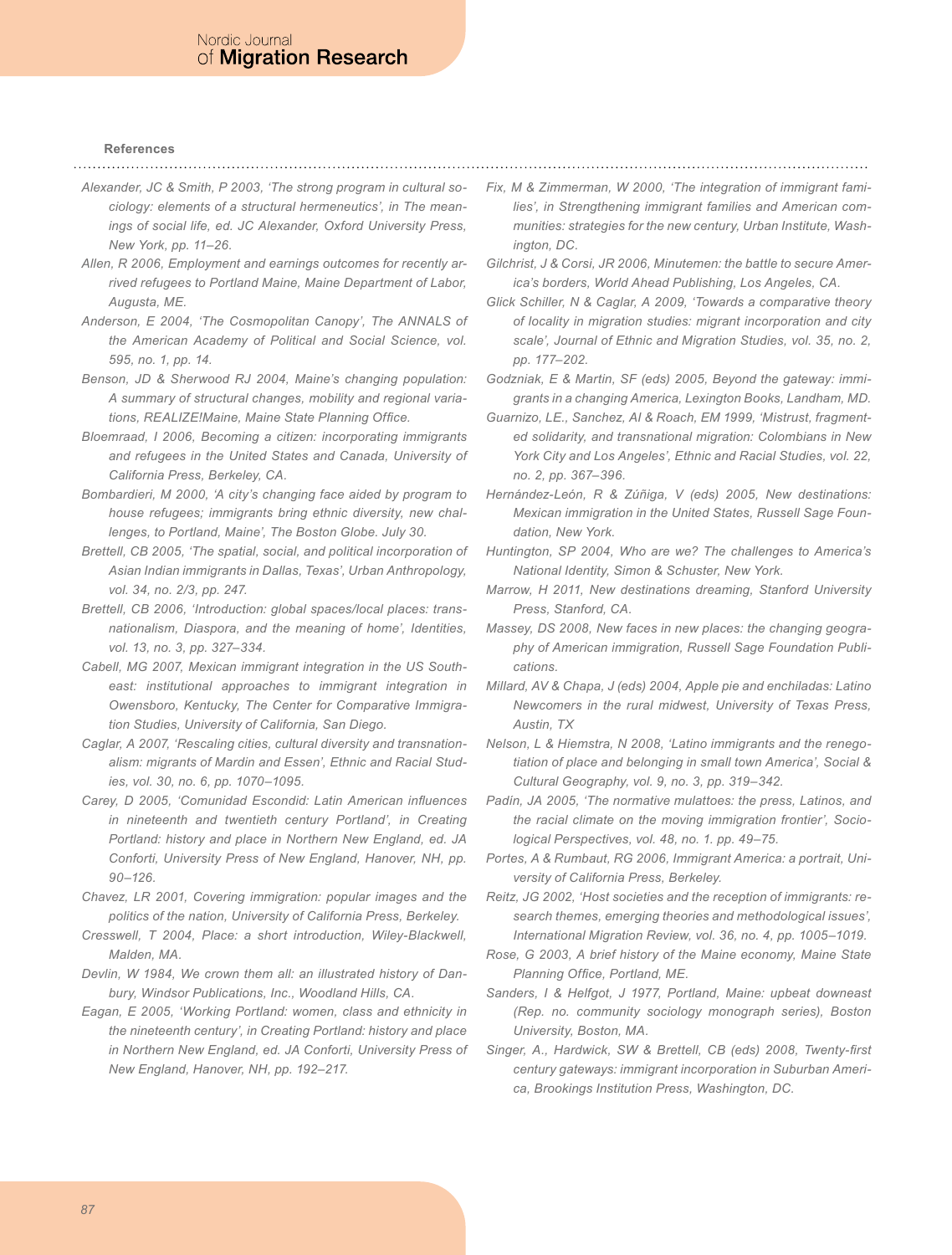**References**

*Alexander, JC & Smith, P 2003, 'The strong program in cultural sociology: elements of a structural hermeneutics', in The meanings of social life, ed. JC Alexander, Oxford University Press, New York, pp. 11–26.*

*Allen, R 2006, Employment and earnings outcomes for recently arrived refugees to Portland Maine, Maine Department of Labor, Augusta, ME.*

*Anderson, E 2004, 'The Cosmopolitan Canopy', The ANNALS of the American Academy of Political and Social Science, vol. 595, no. 1, pp. 14.*

*Benson, JD & Sherwood RJ 2004, Maine's changing population: A summary of structural changes, mobility and regional variations, REALIZE!Maine, Maine State Planning Office.*

*Bloemraad, I 2006, Becoming a citizen: incorporating immigrants and refugees in the United States and Canada, University of California Press, Berkeley, CA.*

*Bombardieri, M 2000, 'A city's changing face aided by program to house refugees; immigrants bring ethnic diversity, new challenges, to Portland, Maine', The Boston Globe. July 30.*

*Brettell, CB 2005, 'The spatial, social, and political incorporation of Asian Indian immigrants in Dallas, Texas', Urban Anthropology, vol. 34, no. 2/3, pp. 247.*

*Brettell, CB 2006, 'Introduction: global spaces/local places: transnationalism, Diaspora, and the meaning of home', Identities, vol. 13, no. 3, pp. 327–334.*

*Cabell, MG 2007, Mexican immigrant integration in the US Southeast: institutional approaches to immigrant integration in Owensboro, Kentucky, The Center for Comparative Immigration Studies, University of California, San Diego.*

*Caglar, A 2007, 'Rescaling cities, cultural diversity and transnationalism: migrants of Mardin and Essen', Ethnic and Racial Studies, vol. 30, no. 6, pp. 1070–1095.*

*Carey, D 2005, 'Comunidad Escondid: Latin American influences in nineteenth and twentieth century Portland', in Creating Portland: history and place in Northern New England, ed. JA Conforti, University Press of New England, Hanover, NH, pp. 90–126.*

*Chavez, LR 2001, Covering immigration: popular images and the politics of the nation, University of California Press, Berkeley.*

*Cresswell, T 2004, Place: a short introduction, Wiley-Blackwell, Malden, MA.*

*Devlin, W 1984, We crown them all: an illustrated history of Danbury, Windsor Publications, Inc., Woodland Hills, CA.*

*Eagan, E 2005, 'Working Portland: women, class and ethnicity in the nineteenth century', in Creating Portland: history and place in Northern New England, ed. JA Conforti, University Press of New England, Hanover, NH, pp. 192–217.*

*Fix, M & Zimmerman, W 2000, 'The integration of immigrant families', in Strengthening immigrant families and American communities: strategies for the new century, Urban Institute, Washington, DC.*

*Gilchrist, J & Corsi, JR 2006, Minutemen: the battle to secure America's borders, World Ahead Publishing, Los Angeles, CA.*

*Glick Schiller, N & Caglar, A 2009, 'Towards a comparative theory of locality in migration studies: migrant incorporation and city scale', Journal of Ethnic and Migration Studies, vol. 35, no. 2, pp. 177–202.*

*Godzniak, E & Martin, SF (eds) 2005, Beyond the gateway: immigrants in a changing America, Lexington Books, Landham, MD.*

*Guarnizo, LE., Sanchez, AI & Roach, EM 1999, 'Mistrust, fragmented solidarity, and transnational migration: Colombians in New York City and Los Angeles', Ethnic and Racial Studies, vol. 22, no. 2, pp. 367–396.*

*Hernández-León, R & Zúñiga, V (eds) 2005, New destinations: Mexican immigration in the United States, Russell Sage Foundation, New York.*

*Huntington, SP 2004, Who are we? The challenges to America's National Identity, Simon & Schuster, New York.*

*Marrow, H 2011, New destinations dreaming, Stanford University Press, Stanford, CA.*

*Massey, DS 2008, New faces in new places: the changing geography of American immigration, Russell Sage Foundation Publications.*

*Millard, AV & Chapa, J (eds) 2004, Apple pie and enchiladas: Latino Newcomers in the rural midwest, University of Texas Press, Austin, TX*

*Nelson, L & Hiemstra, N 2008, 'Latino immigrants and the renegotiation of place and belonging in small town America', Social & Cultural Geography, vol. 9, no. 3, pp. 319–342.*

*Padín, JA 2005, 'The normative mulattoes: the press, Latinos, and the racial climate on the moving immigration frontier', Sociological Perspectives, vol. 48, no. 1. pp. 49–75.*

*Portes, A & Rumbaut, RG 2006, Immigrant America: a portrait, University of California Press, Berkeley.*

*Reitz, JG 2002, 'Host societies and the reception of immigrants: research themes, emerging theories and methodological issues', International Migration Review, vol. 36, no. 4, pp. 1005–1019.*

*Rose, G 2003, A brief history of the Maine economy, Maine State Planning Office, Portland, ME.*

*Sanders, I & Helfgot, J 1977, Portland, Maine: upbeat downeast (Rep. no. community sociology monograph series), Boston University, Boston, MA.*

*Singer, A., Hardwick, SW & Brettell, CB (eds) 2008, Twenty-first century gateways: immigrant incorporation in Suburban America, Brookings Institution Press, Washington, DC.*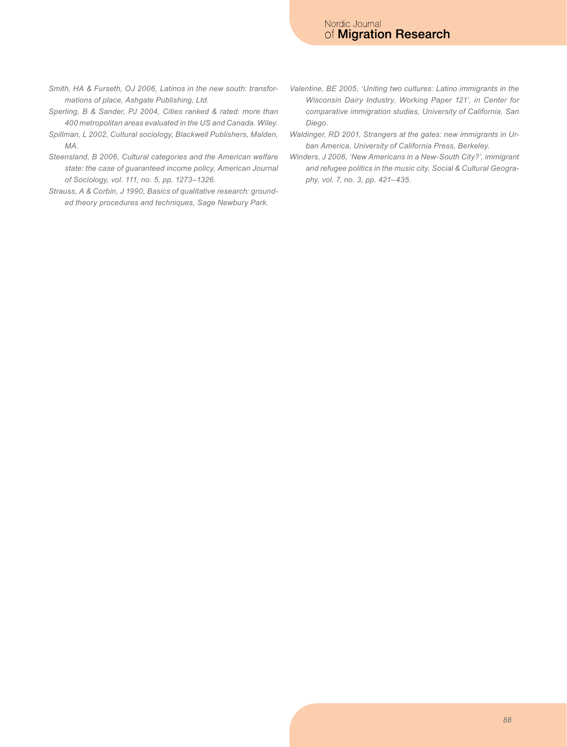*Smith, HA & Furseth, OJ 2006, Latinos in the new south: transformations of place, Ashgate Publishing, Ltd.*

*Sperling, B & Sander, PJ 2004, Cities ranked & rated: more than 400 metropolitan areas evaluated in the US and Canada. Wiley.*

*Spillman, L 2002, Cultural sociology, Blackwell Publishers, Malden, MA.*

*Steensland, B 2006, Cultural categories and the American welfare state: the case of guaranteed income policy, American Journal of Sociology, vol. 111, no. 5, pp. 1273–1326.*

*Strauss, A & Corbin, J 1990, Basics of qualitative research: grounded theory procedures and techniques, Sage Newbury Park.*

*Valentine, BE 2005, 'Uniting two cultures: Latino immigrants in the Wisconsin Dairy Industry, Working Paper 121', in Center for comparative immigration studies, University of California, San Diego.*

*Waldinger, RD 2001, Strangers at the gates: new immigrants in Urban America, University of California Press, Berkeley.*

*Winders, J 2006, 'New Americans in a New-South City?', immigrant and refugee politics in the music city, Social & Cultural Geography, vol. 7, no. 3, pp. 421–435.*